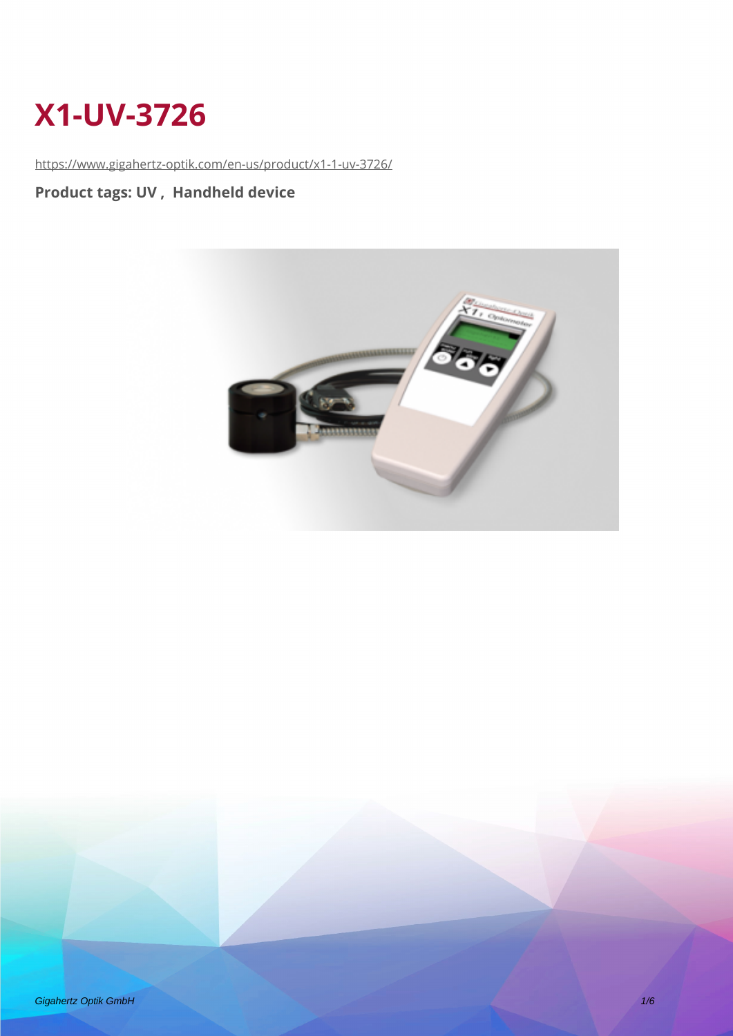# X1-UV-3726

https://www.gigahertz-optik.com/en-us/product/x1-1-uv-3726/

**Product tags: UV , Handheld device**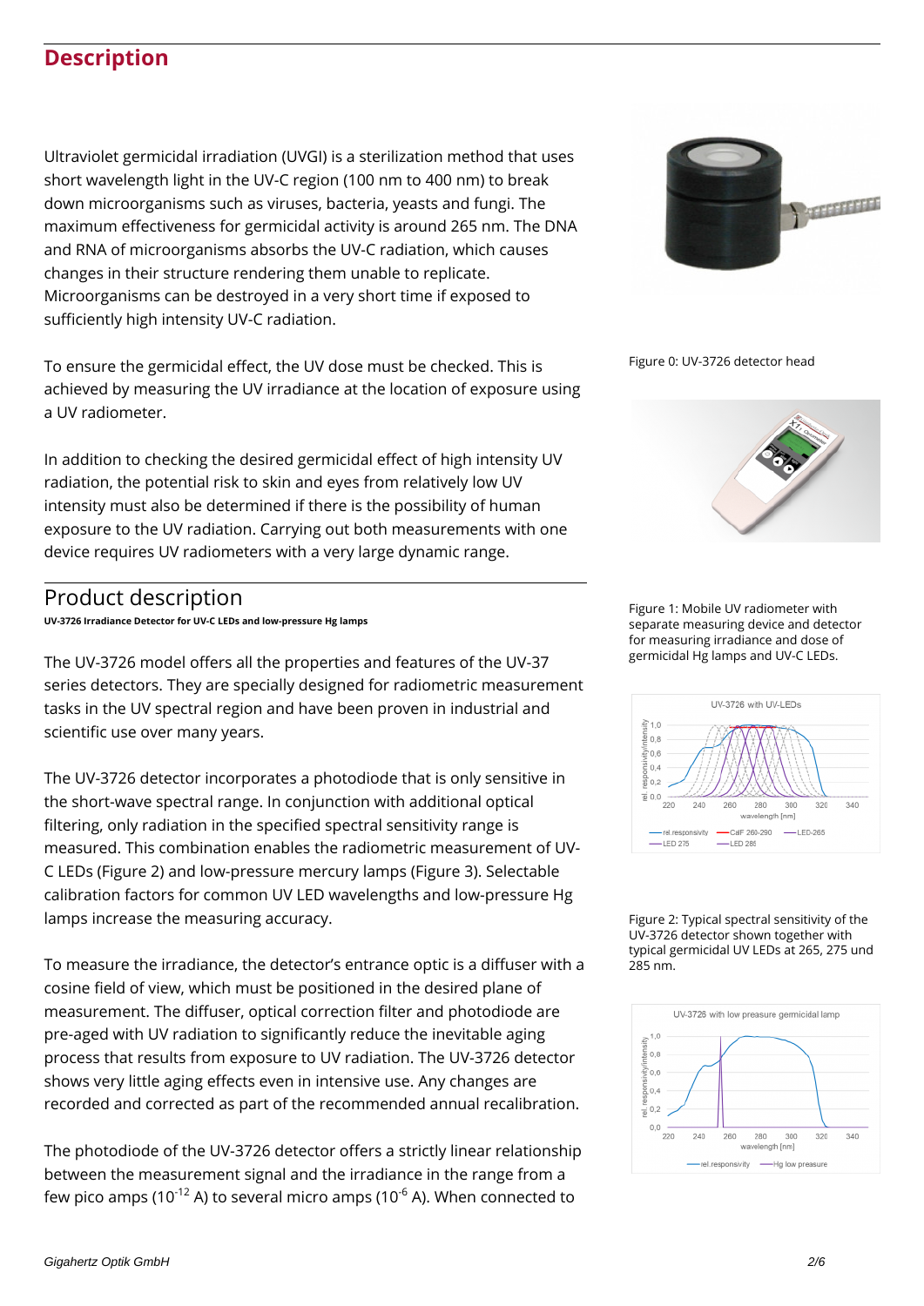## Description

Ultraviolet germicidal irradiation (UVGI) is a sterilization method that uses short wavelength light in the UV-C region (100 nm to 400 nm) to break down microorganisms such as viruses, bacteria, yeasts and fungi. The maximum effectiveness for germicidal activity is around 265 nm. The DNA and RNA of microorganisms absorbs the UV-C radiation, which causes changes in their structure rendering them unable to replicate. Microorganisms can be destroyed in a very short time if exposed to sufficiently high intensity UV-C radiation.

To ensure the germicidal effect, the UV dose must be checked. This is achieved by measuring the UV irradiance at the location of exposure using a UV radiometer.

In addition to checking the desired germicidal effect of high intensity UV radiation, the potential risk to skin and eyes from relatively low UV intensity must also be determined if there is the possibility of human exposure to the UV radiation. Carrying out both measurements with one device requires UV radiometers with a very large dynamic range.

Figure 0: UV-3726 detector head

Figure 1: Mobile UV radiometer with separate measuring device and detector for measuring irradiance and dose of germicidal Hg lamps and UV-C LEDs.

## Product description

**UV-3726 Irradiance Detector for UV-C LEDs and low-pressure Hg lamps**

The UV-3726 model offers all the properties and features of the UV-37 series detectors. They are specially designed for radiometric measurement tasks in the UV spectral region and have been proven in industrial and scientific use over many years.

The UV-3726 detector incorporates a photodiode that is only sensitive in the short-wave spectral range. In conjunction with additional optical filtering, only radiation in the specified spectral sensitivity range is measured. This combination enables the radiometric measurement of UV-C LEDs (Figure 2) and low-pressure mercury lamps (Figure 3). Selectable calibration factors for common UV LED wavelengths and low-pressure Hg lamps increase the measuring accuracy.

Figure 2: Typical spectral sensitivity of the UV-3726 detector shown together with typical germicidal UV LEDs at 265, 275 und 285 nm.

To measure the irradiance, the detector's entrance optic is a diffuser with a cosine field of view, which must be positioned in the desired plane of measurement. The diffuser, optical correction filter and photodiode are pre-aged with UV radiation to significantly reduce the inevitable aging process that results from exposure to UV radiation. The UV-3726 detector shows very little aging effects even in intensive use. Any changes are recorded and corrected as part of the recommended annual recalibration.

The photodiode of the UV-3726 detector offers a strictly linear relationship between the measurement signal and the irradiance in the range from a few pico amps ($10^{-12}$ A) to several micro amps ($10^{-6}$ A). When connected to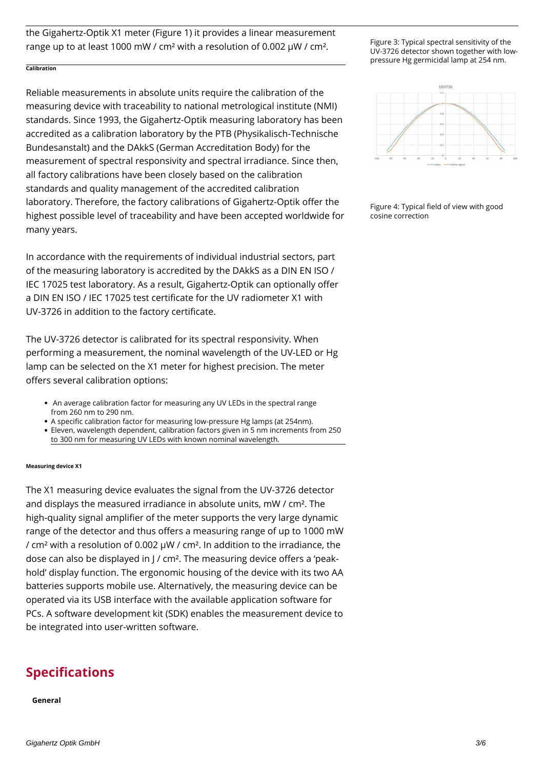the Gigahertz-Optik X1 meter (Figure 1) it provides a linear measurement range up to at least 1000 mW / cm² with a resolution of 0.002 µW / cm².

Figure 3: Typical spectral sensitivity of the UV-3726 detector shown together with low-pressure Hg germicidal lamp at 254 nm.

Figure 4: Typical field of view with good cosine correction

**Calibration**

Reliable measurements in absolute units require the calibration of the measuring device with traceability to national metrological institute (NMI) standards. Since 1993, the Gigahertz-Optik measuring laboratory has been accredited as a calibration laboratory by the PTB (Physikalisch-Technische Bundesanstalt) and the DAkkS (German Accreditation Body) for the measurement of spectral responsivity and spectral irradiance. Since then, all factory calibrations have been closely based on the calibration standards and quality management of the accredited calibration laboratory. Therefore, the factory calibrations of Gigahertz-Optik offer the highest possible level of traceability and have been accepted worldwide for many years.

In accordance with the requirements of individual industrial sectors, part of the measuring laboratory is accredited by the DAkkS as a DIN EN ISO / IEC 17025 test laboratory. As a result, Gigahertz-Optik can optionally offer a DIN EN ISO / IEC 17025 test certificate for the UV radiometer X1 with UV-3726 in addition to the factory certificate.

The UV-3726 detector is calibrated for its spectral responsivity. When performing a measurement, the nominal wavelength of the UV-LED or Hg lamp can be selected on the X1 meter for highest precision. The meter offers several calibration options:

- An average calibration factor for measuring any UV LEDs in the spectral range from 260 nm to 290 nm.
- A specific calibration factor for measuring low-pressure Hg lamps (at 254nm).
- Eleven, wavelength dependent, calibration factors given in 5 nm increments from 250 to 300 nm for measuring UV LEDs with known nominal wavelength.

**Measuring device X1**

The X1 measuring device evaluates the signal from the UV-3726 detector and displays the measured irradiance in absolute units, mW / cm². The high-quality signal amplifier of the meter supports the very large dynamic range of the detector and thus offers a measuring range of up to 1000 mW / cm² with a resolution of 0.002 µW / cm². In addition to the irradiance, the dose can also be displayed in J / cm². The measuring device offers a 'peak-hold' display function. The ergonomic housing of the device with its two AA batteries supports mobile use. Alternatively, the measuring device can be operated via its USB interface with the available application software for PCs. A software development kit (SDK) enables the measurement device to be integrated into user-written software.

## Specifications

**General**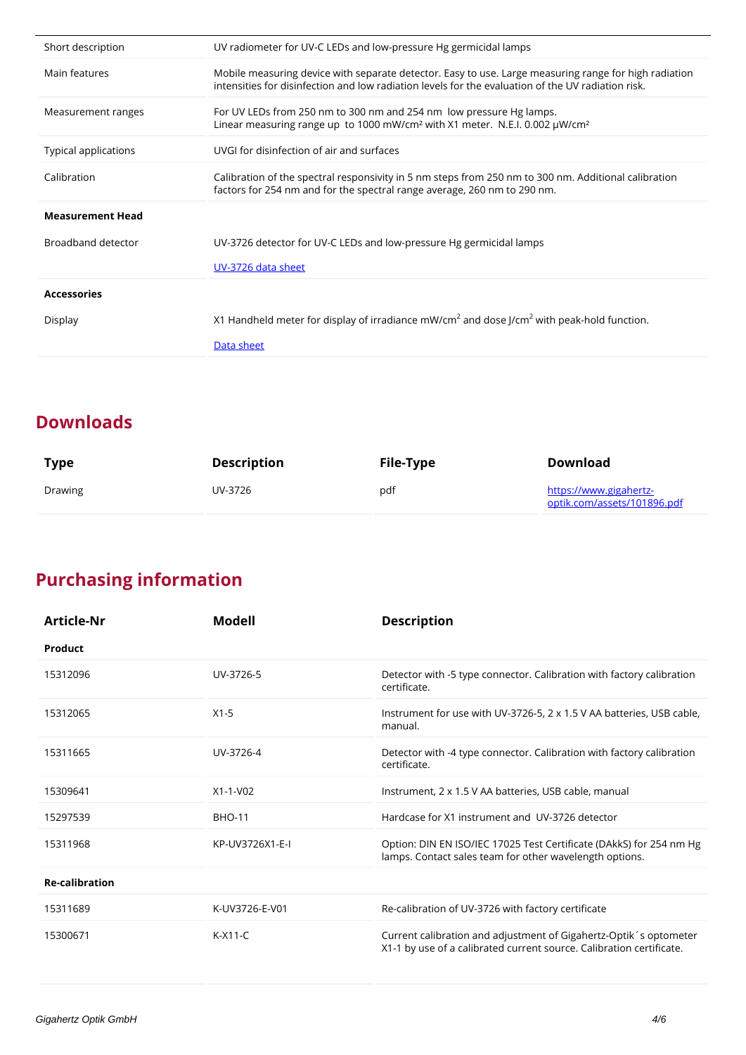| | |
|---|---|
| Short description | UV radiometer for UV-C LEDs and low-pressure Hg germicidal lamps |
| Main features | Mobile measuring device with separate detector. Easy to use. Large measuring range for high radiation intensities for disinfection and low radiation levels for the evaluation of the UV radiation risk. |
| Measurement ranges | For UV LEDs from 250 nm to 300 nm and 254 nm low pressure Hg lamps. Linear measuring range up to 1000 mW/cm² with X1 meter. N.E.I. 0.002 µW/cm² |
| Typical applications | UVGI for disinfection of air and surfaces |
| Calibration | Calibration of the spectral responsivity in 5 nm steps from 250 nm to 300 nm. Additional calibration factors for 254 nm and for the spectral range average, 260 nm to 290 nm. |
| **Measurement Head** | |
| Broadband detector | UV-3726 detector for UV-C LEDs and low-pressure Hg germicidal lamps<br>[UV-3726 data sheet] |
| **Accessories** | |
| Display | X1 Handheld meter for display of irradiance mW/cm² and dose J/cm² with peak-hold function.<br>[Data sheet] |

## Downloads

| Type | Description | File-Type | Download |
|---|---|---|---|
| Drawing | UV-3726 | pdf | https://www.gigahertz-optik.com/assets/101896.pdf |

## Purchasing information

| Article-Nr | Modell | Description |
|---|---|---|
| **Product** | | |
| 15312096 | UV-3726-5 | Detector with -5 type connector. Calibration with factory calibration certificate. |
| 15312065 | X1-5 | Instrument for use with UV-3726-5, 2 x 1.5 V AA batteries, USB cable, manual. |
| 15311665 | UV-3726-4 | Detector with -4 type connector. Calibration with factory calibration certificate. |
| 15309641 | X1-1-V02 | Instrument, 2 x 1.5 V AA batteries, USB cable, manual |
| 15297539 | BHO-11 | Hardcase for X1 instrument and UV-3726 detector |
| 15311968 | KP-UV3726X1-E-I | Option: DIN EN ISO/IEC 17025 Test Certificate (DAkkS) for 254 nm Hg lamps. Contact sales team for other wavelength options. |
| **Re-calibration** | | |
| 15311689 | K-UV3726-E-V01 | Re-calibration of UV-3726 with factory certificate |
| 15300671 | K-X11-C | Current calibration and adjustment of Gigahertz-Optik´s optometer X1-1 by use of a calibrated current source. Calibration certificate. |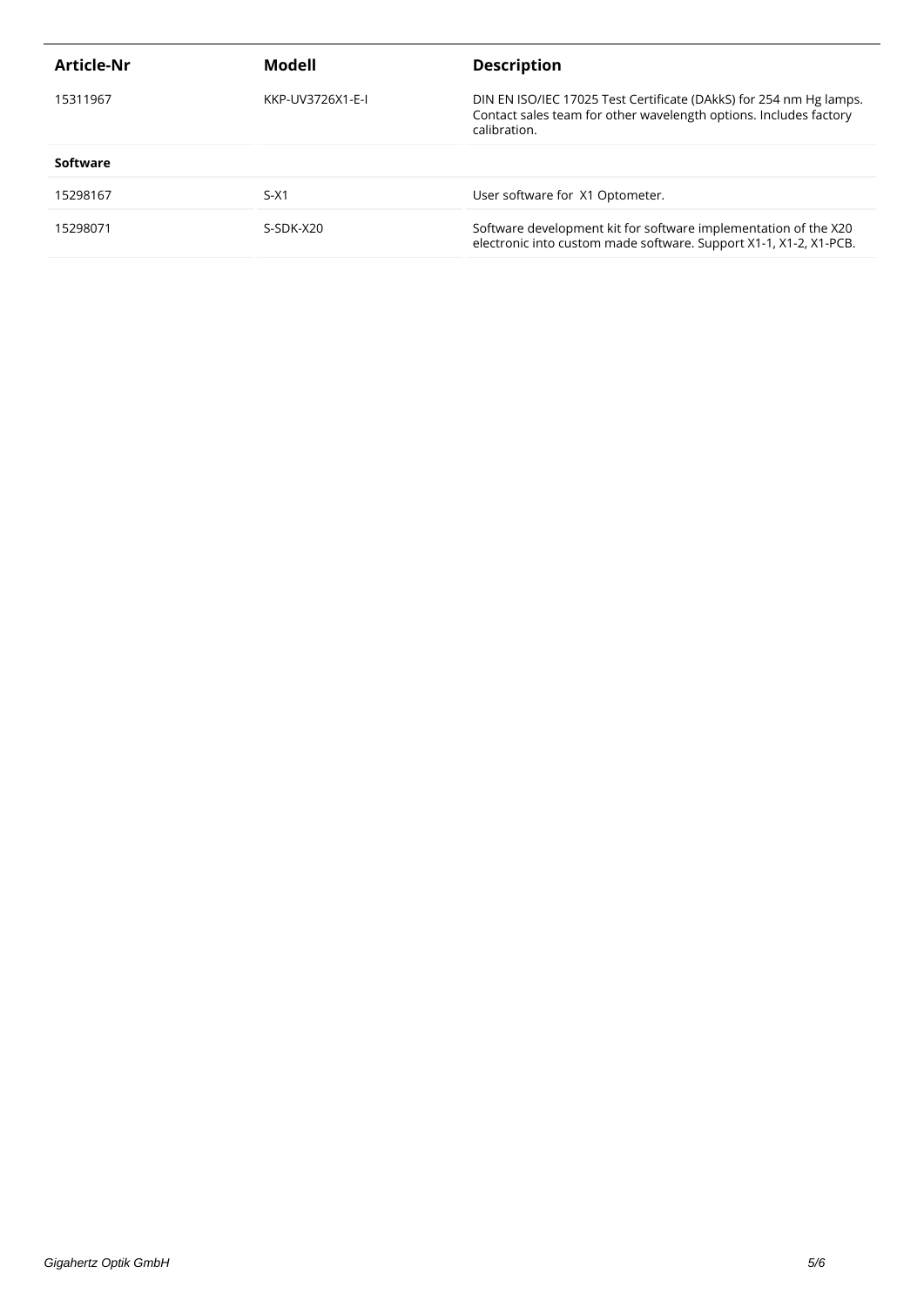| Article-Nr | Modell | Description |
|---|---|---|
| 15311967 | KKP-UV3726X1-E-I | DIN EN ISO/IEC 17025 Test Certificate (DAkkS) for 254 nm Hg lamps. Contact sales team for other wavelength options. Includes factory calibration. |
| **Software** | | |
| 15298167 | S-X1 | User software for X1 Optometer. |
| 15298071 | S-SDK-X20 | Software development kit for software implementation of the X20 electronic into custom made software. Support X1-1, X1-2, X1-PCB. |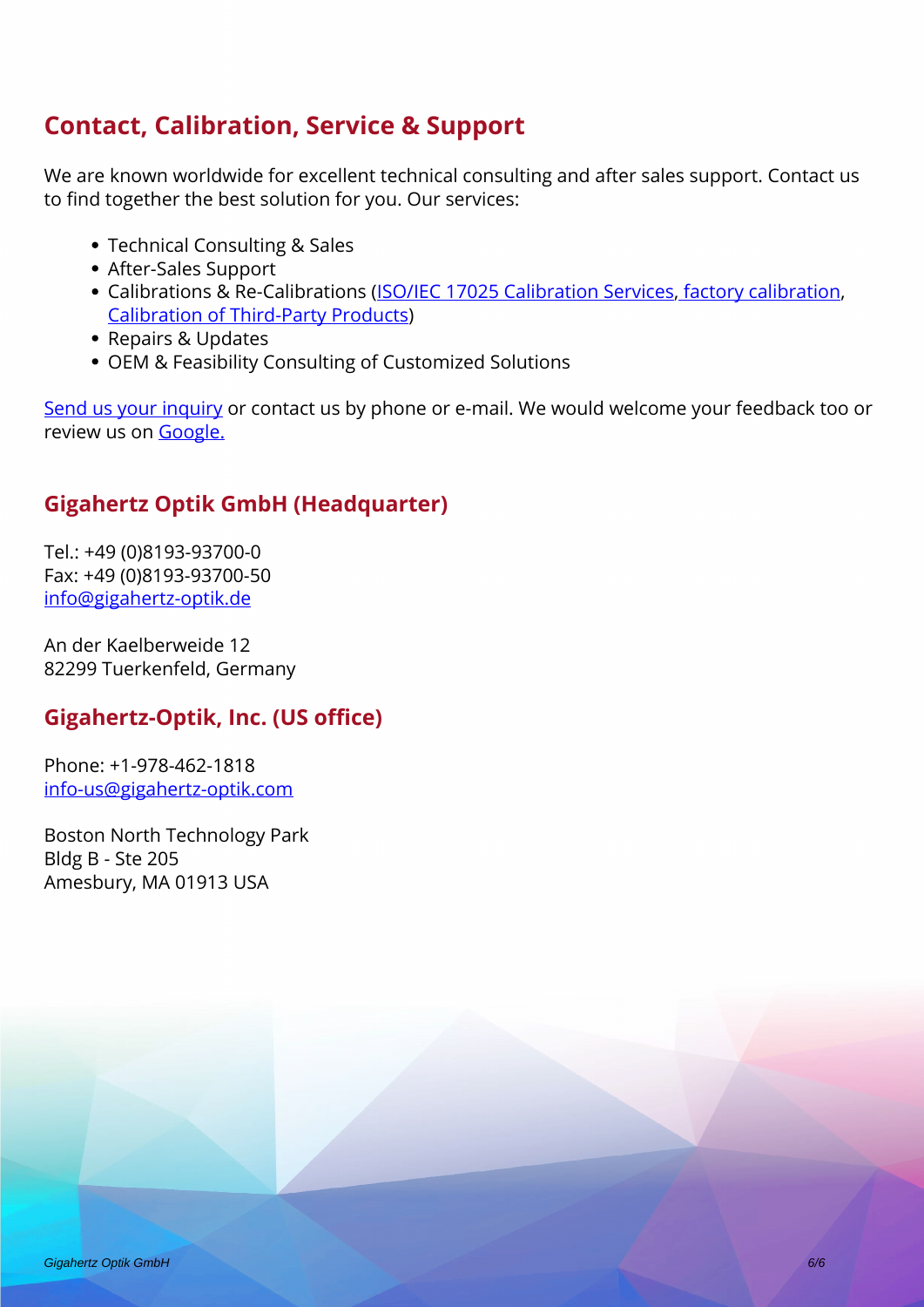## Contact, Calibration, Service & Support

We are known worldwide for excellent technical consulting and after sales support. Contact us to find together the best solution for you. Our services:

- Technical Consulting & Sales
- After-Sales Support
- Calibrations & Re-Calibrations (ISO/IEC 17025 Calibration Services, factory calibration, Calibration of Third-Party Products)
- Repairs & Updates
- OEM & Feasibility Consulting of Customized Solutions

Send us your inquiry or contact us by phone or e-mail. We would welcome your feedback too or review us on Google.

### Gigahertz Optik GmbH (Headquarter)

Tel.: +49 (0)8193-93700-0
Fax: +49 (0)8193-93700-50
info@gigahertz-optik.de

An der Kaelberweide 12
82299 Tuerkenfeld, Germany

### Gigahertz-Optik, Inc. (US office)

Phone: +1-978-462-1818
info-us@gigahertz-optik.com

Boston North Technology Park
Bldg B - Ste 205
Amesbury, MA 01913 USA